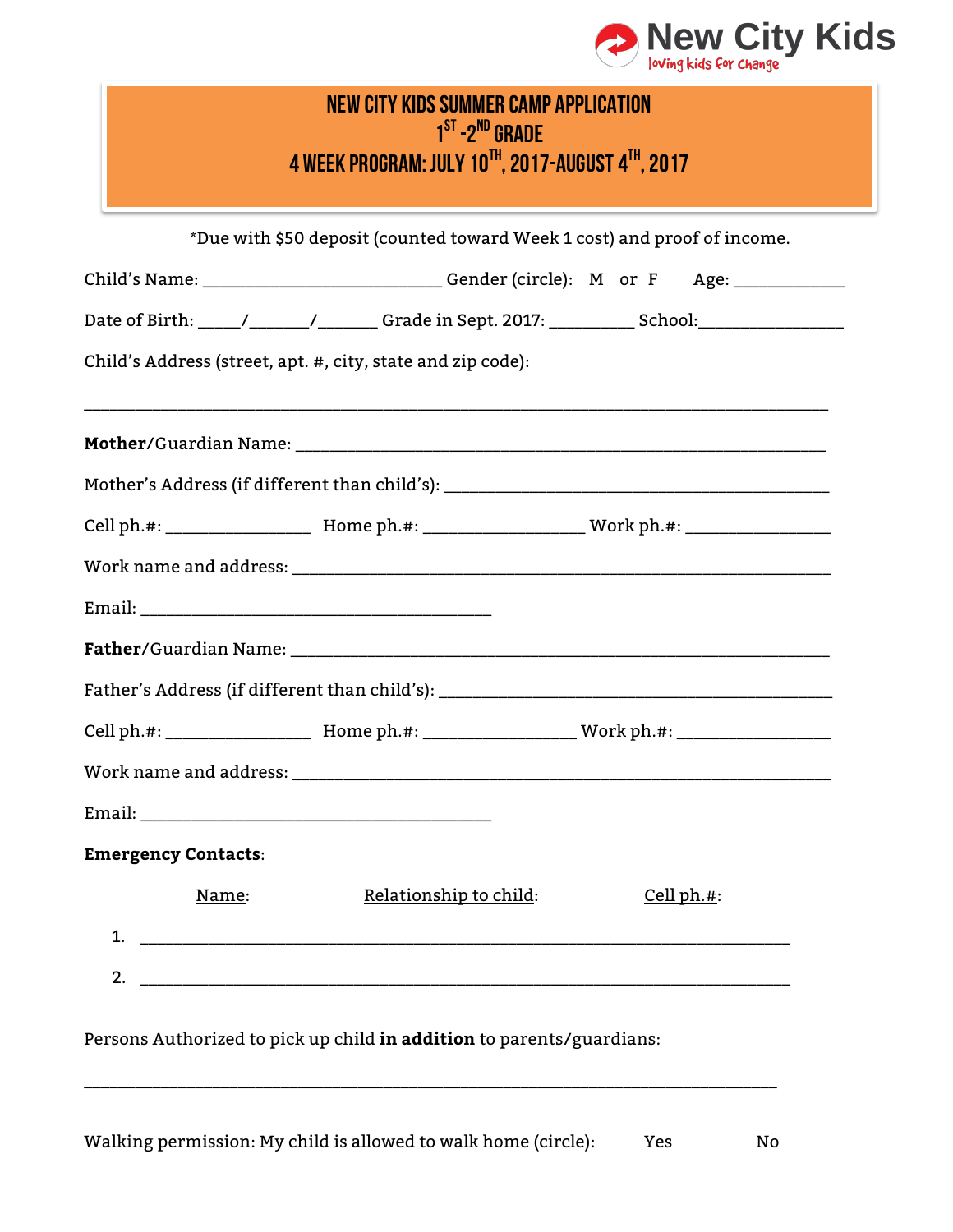New City Kids
loving kids for change

# NEW CITY KIDS SUMMER CAMP APPLICATION
## 1ST -2ND GRADE
## 4 WEEK PROGRAM: JULY 10TH, 2017-AUGUST 4TH, 2017

*Due with $50 deposit (counted toward Week 1 cost) and proof of income.

Child's Name: ___________________________ Gender (circle): M or F Age: ____________

Date of Birth: _____/_______/_______ Grade in Sept. 2017: __________ School:________________

Child's Address (street, apt. #, city, state and zip code):

______________________________________________________________________________

**Mother**/Guardian Name: _____________________________________________________

Mother's Address (if different than child's): ___________________________________________

Cell ph.#: ________________ Home ph.#: __________________ Work ph.#: ________________

Work name and address: _____________________________________________________

Email: ________________________________________

**Father**/Guardian Name: _____________________________________________________

Father's Address (if different than child's): ___________________________________________

Cell ph.#: ________________ Home ph.#: _________________ Work ph.#: _________________

Work name and address: _____________________________________________________

Email: ________________________________________

**Emergency Contacts**:

Name: Relationship to child: Cell ph.#:

1. __________________________________________________________________________

2. __________________________________________________________________________

Persons Authorized to pick up child **in addition** to parents/guardians:

______________________________________________________________________________

Walking permission: My child is allowed to walk home (circle): Yes No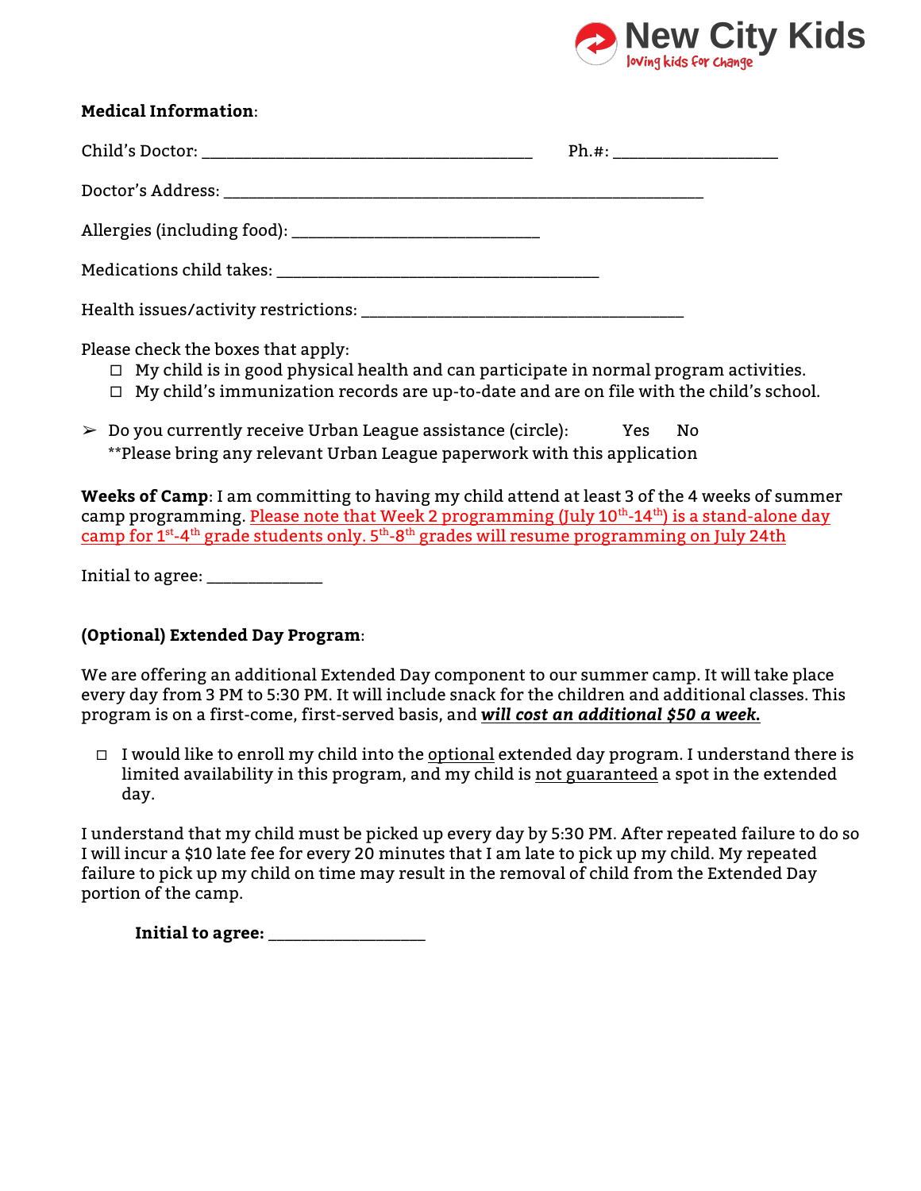**Medical Information**:

Child's Doctor: ________________________________________ Ph.#: ____________________

Doctor's Address: __________________________________________________________

Allergies (including food): ______________________________

Medications child takes: _______________________________________

Health issues/activity restrictions: _______________________________________

Please check the boxes that apply:

- ☐ My child is in good physical health and can participate in normal program activities.
- ☐ My child's immunization records are up-to-date and are on file with the child's school.

➢ Do you currently receive Urban League assistance (circle): Yes No
**Please bring any relevant Urban League paperwork with this application

**Weeks of Camp**: I am committing to having my child attend at least 3 of the 4 weeks of summer camp programming. <u>Please note that Week 2 programming (July 10th-14th) is a stand-alone day camp for 1st-4th grade students only. 5th-8th grades will resume programming on July 24th</u>

Initial to agree: ______________

**(Optional) Extended Day Program**:

We are offering an additional Extended Day component to our summer camp. It will take place every day from 3 PM to 5:30 PM. It will include snack for the children and additional classes. This program is on a first-come, first-served basis, and ***<u>will cost an additional $50 a week.</u>***

- ☐ I would like to enroll my child into the <u>optional</u> extended day program. I understand there is limited availability in this program, and my child is <u>not guaranteed</u> a spot in the extended day.

I understand that my child must be picked up every day by 5:30 PM. After repeated failure to do so I will incur a $10 late fee for every 20 minutes that I am late to pick up my child. My repeated failure to pick up my child on time may result in the removal of child from the Extended Day portion of the camp.

**Initial to agree:** __________________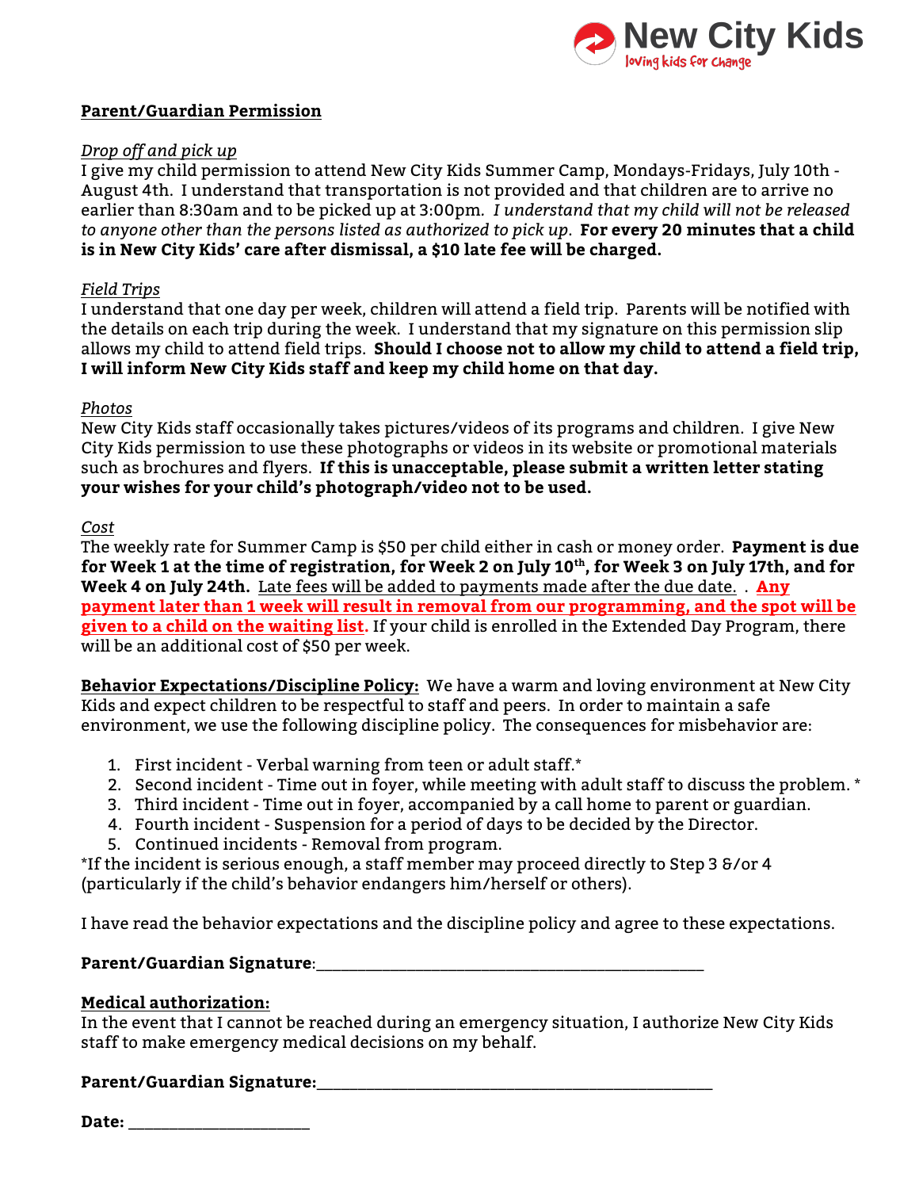New City Kids
loving kids for change

**<u>Parent/Guardian Permission</u>**

*<u>Drop off and pick up</u>*
I give my child permission to attend New City Kids Summer Camp, Mondays-Fridays, July 10th - August 4th. I understand that transportation is not provided and that children are to arrive no earlier than 8:30am and to be picked up at 3:00pm. *I understand that my child will not be released to anyone other than the persons listed as authorized to pick up*. **For every 20 minutes that a child is in New City Kids' care after dismissal, a $10 late fee will be charged.**

*<u>Field Trips</u>*
I understand that one day per week, children will attend a field trip. Parents will be notified with the details on each trip during the week. I understand that my signature on this permission slip allows my child to attend field trips. **Should I choose not to allow my child to attend a field trip, I will inform New City Kids staff and keep my child home on that day.**

*<u>Photos</u>*
New City Kids staff occasionally takes pictures/videos of its programs and children. I give New City Kids permission to use these photographs or videos in its website or promotional materials such as brochures and flyers. **If this is unacceptable, please submit a written letter stating your wishes for your child's photograph/video not to be used.**

*<u>Cost</u>*
The weekly rate for Summer Camp is $50 per child either in cash or money order. **Payment is due for Week 1 at the time of registration, for Week 2 on July 10th, for Week 3 on July 17th, and for Week 4 on July 24th.** <u>Late fees will be added to payments made after the due date.</u> . **<u>Any payment later than 1 week will result in removal from our programming, and the spot will be given to a child on the waiting list.</u>** If your child is enrolled in the Extended Day Program, there will be an additional cost of $50 per week.

**<u>Behavior Expectations/Discipline Policy:</u>** We have a warm and loving environment at New City Kids and expect children to be respectful to staff and peers. In order to maintain a safe environment, we use the following discipline policy. The consequences for misbehavior are:

1. First incident - Verbal warning from teen or adult staff.*
2. Second incident - Time out in foyer, while meeting with adult staff to discuss the problem. *
3. Third incident - Time out in foyer, accompanied by a call home to parent or guardian.
4. Fourth incident - Suspension for a period of days to be decided by the Director.
5. Continued incidents - Removal from program.

*If the incident is serious enough, a staff member may proceed directly to Step 3 &/or 4 (particularly if the child's behavior endangers him/herself or others).

I have read the behavior expectations and the discipline policy and agree to these expectations.

**Parent/Guardian Signature**:_____________________________________________

**<u>Medical authorization:</u>**
In the event that I cannot be reached during an emergency situation, I authorize New City Kids staff to make emergency medical decisions on my behalf.

**Parent/Guardian Signature:**_____________________________________________

**Date:** _____________________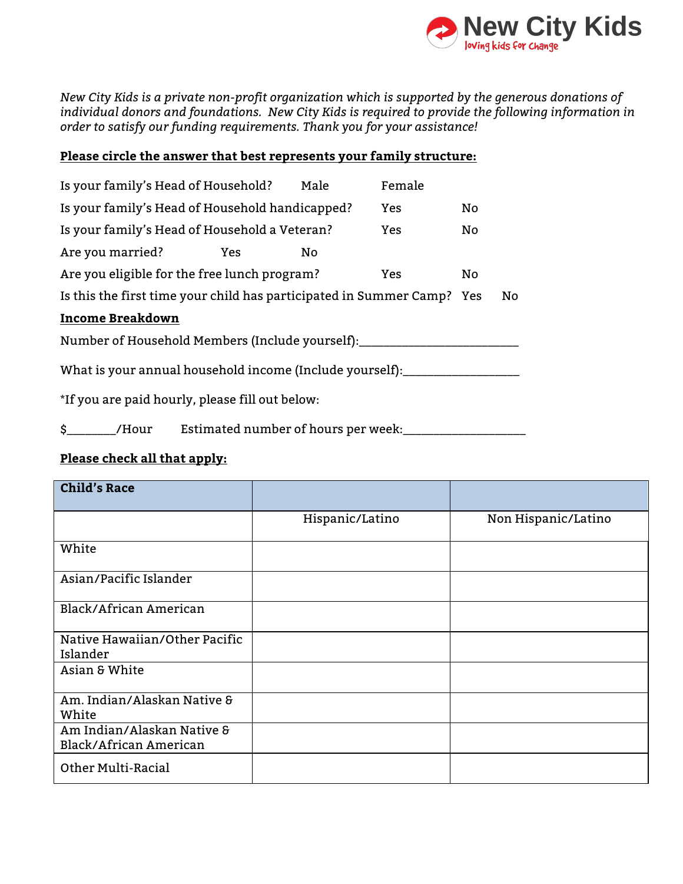New City Kids
loving kids for change

*New City Kids is a private non-profit organization which is supported by the generous donations of individual donors and foundations. New City Kids is required to provide the following information in order to satisfy our funding requirements. Thank you for your assistance!*

**Please circle the answer that best represents your family structure:**

Is your family's Head of Household? Male Female

Is your family's Head of Household handicapped? Yes No

Is your family's Head of Household a Veteran? Yes No

Are you married? Yes No

Are you eligible for the free lunch program? Yes No

Is this the first time your child has participated in Summer Camp? Yes No

**Income Breakdown**

Number of Household Members (Include yourself):_________________________

What is your annual household income (Include yourself):_________________

*If you are paid hourly, please fill out below:

$________/Hour Estimated number of hours per week:__________________

**Please check all that apply:**

| Child's Race | | |
|---|---|---|
| | Hispanic/Latino | Non Hispanic/Latino |
| White | | |
| Asian/Pacific Islander | | |
| Black/African American | | |
| Native Hawaiian/Other Pacific Islander | | |
| Asian & White | | |
| Am. Indian/Alaskan Native & White | | |
| Am Indian/Alaskan Native & Black/African American | | |
| Other Multi-Racial | | |